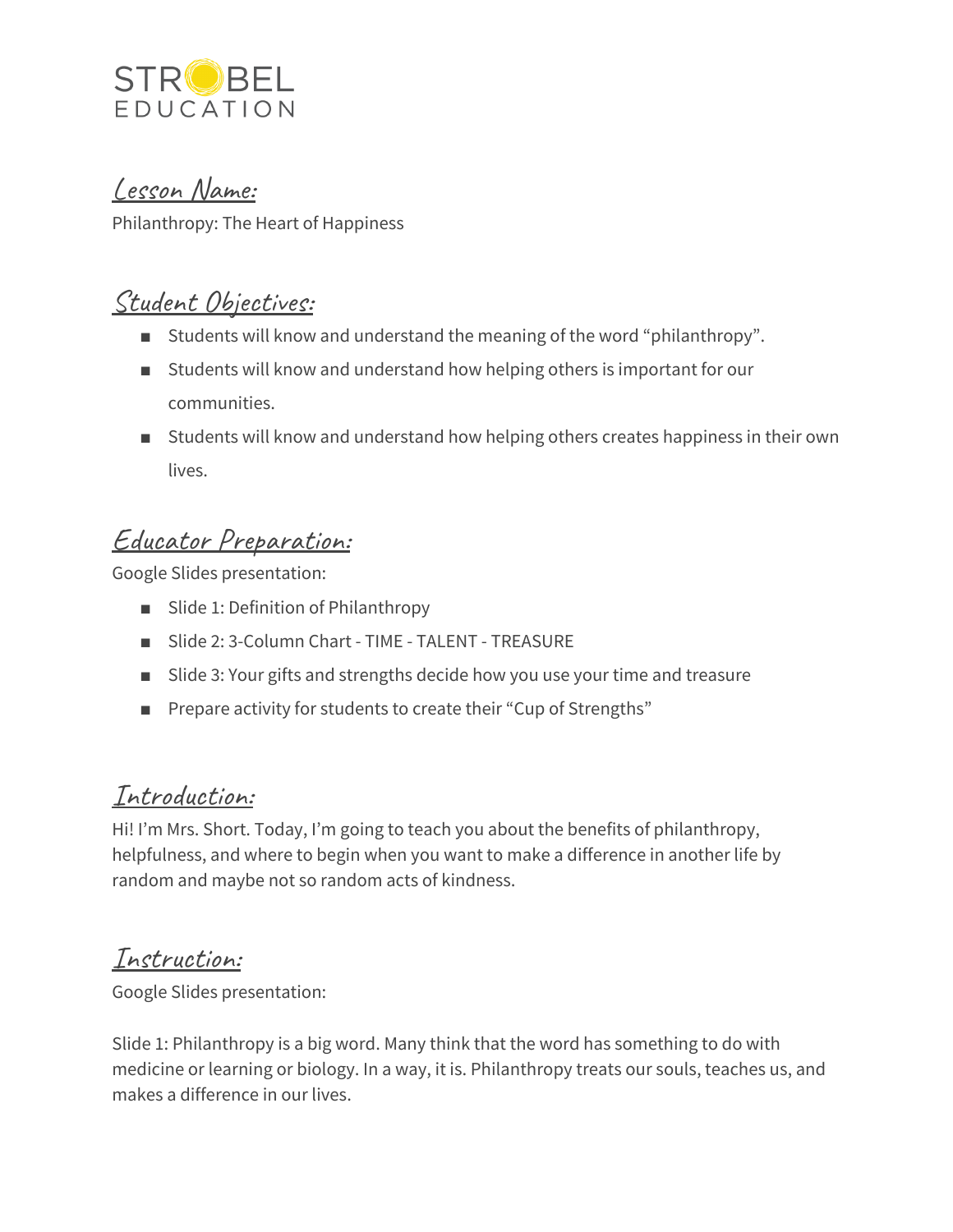STROBEL EDUCATION

## Lesson Name:

Philanthropy: The Heart of Happiness

## Student Objectives:

- Students will know and understand the meaning of the word "philanthropy".
- Students will know and understand how helping others is important for our communities.
- Students will know and understand how helping others creates happiness in their own lives.

## Educator Preparation:

Google Slides presentation:

- Slide 1: Definition of Philanthropy
- Slide 2: 3-Column Chart - TIME - TALENT - TREASURE
- Slide 3: Your gifts and strengths decide how you use your time and treasure
- Prepare activity for students to create their "Cup of Strengths"

## Introduction:

Hi! I'm Mrs. Short. Today, I'm going to teach you about the benefits of philanthropy, helpfulness, and where to begin when you want to make a difference in another life by random and maybe not so random acts of kindness.

## Instruction:

Google Slides presentation:

Slide 1: Philanthropy is a big word. Many think that the word has something to do with medicine or learning or biology. In a way, it is. Philanthropy treats our souls, teaches us, and makes a difference in our lives.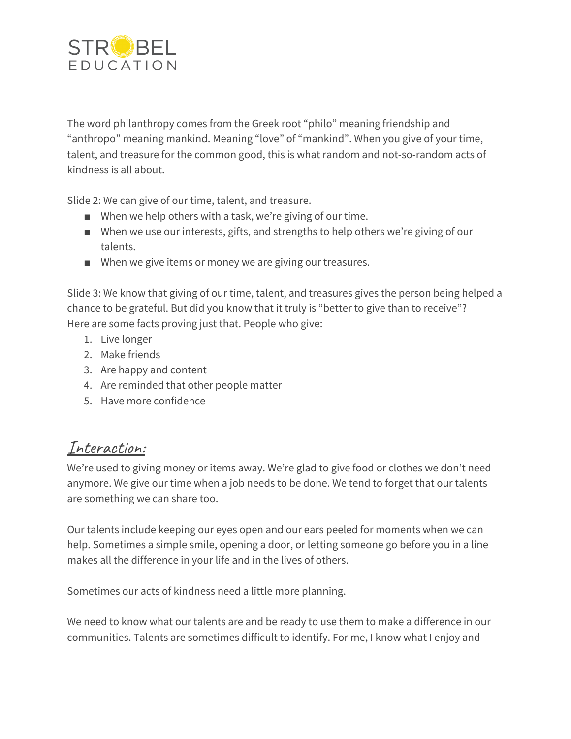The word philanthropy comes from the Greek root "philo" meaning friendship and "anthropo" meaning mankind. Meaning "love" of "mankind". When you give of your time, talent, and treasure for the common good, this is what random and not-so-random acts of kindness is all about.

Slide 2: We can give of our time, talent, and treasure.

- When we help others with a task, we're giving of our time.
- When we use our interests, gifts, and strengths to help others we're giving of our talents.
- When we give items or money we are giving our treasures.

Slide 3: We know that giving of our time, talent, and treasures gives the person being helped a chance to be grateful. But did you know that it truly is "better to give than to receive"? Here are some facts proving just that. People who give:

1. Live longer
2. Make friends
3. Are happy and content
4. Are reminded that other people matter
5. Have more confidence

## Interaction:

We're used to giving money or items away. We're glad to give food or clothes we don't need anymore. We give our time when a job needs to be done. We tend to forget that our talents are something we can share too.

Our talents include keeping our eyes open and our ears peeled for moments when we can help. Sometimes a simple smile, opening a door, or letting someone go before you in a line makes all the difference in your life and in the lives of others.

Sometimes our acts of kindness need a little more planning.

We need to know what our talents are and be ready to use them to make a difference in our communities. Talents are sometimes difficult to identify. For me, I know what I enjoy and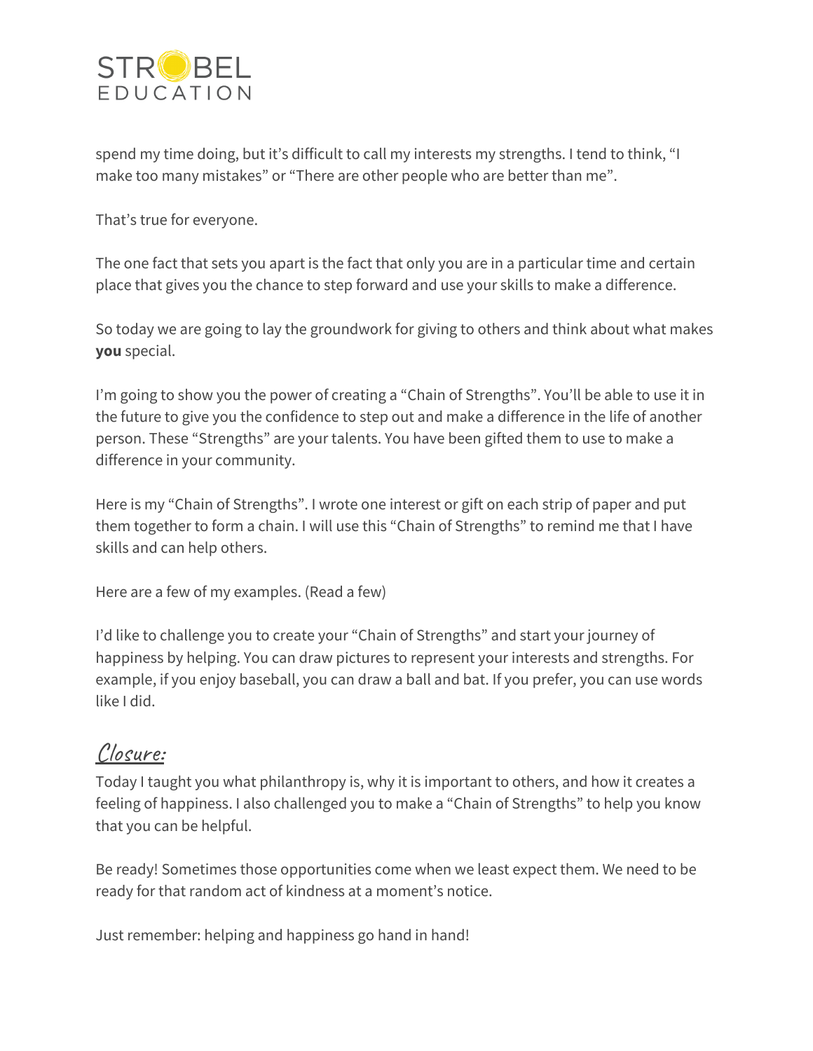spend my time doing, but it's difficult to call my interests my strengths. I tend to think, "I make too many mistakes" or "There are other people who are better than me".

That's true for everyone.

The one fact that sets you apart is the fact that only you are in a particular time and certain place that gives you the chance to step forward and use your skills to make a difference.

So today we are going to lay the groundwork for giving to others and think about what makes **you** special.

I'm going to show you the power of creating a "Chain of Strengths". You'll be able to use it in the future to give you the confidence to step out and make a difference in the life of another person. These "Strengths" are your talents. You have been gifted them to use to make a difference in your community.

Here is my "Chain of Strengths". I wrote one interest or gift on each strip of paper and put them together to form a chain. I will use this "Chain of Strengths" to remind me that I have skills and can help others.

Here are a few of my examples. (Read a few)

I'd like to challenge you to create your "Chain of Strengths" and start your journey of happiness by helping. You can draw pictures to represent your interests and strengths. For example, if you enjoy baseball, you can draw a ball and bat. If you prefer, you can use words like I did.

## Closure:

Today I taught you what philanthropy is, why it is important to others, and how it creates a feeling of happiness. I also challenged you to make a "Chain of Strengths" to help you know that you can be helpful.

Be ready! Sometimes those opportunities come when we least expect them. We need to be ready for that random act of kindness at a moment's notice.

Just remember: helping and happiness go hand in hand!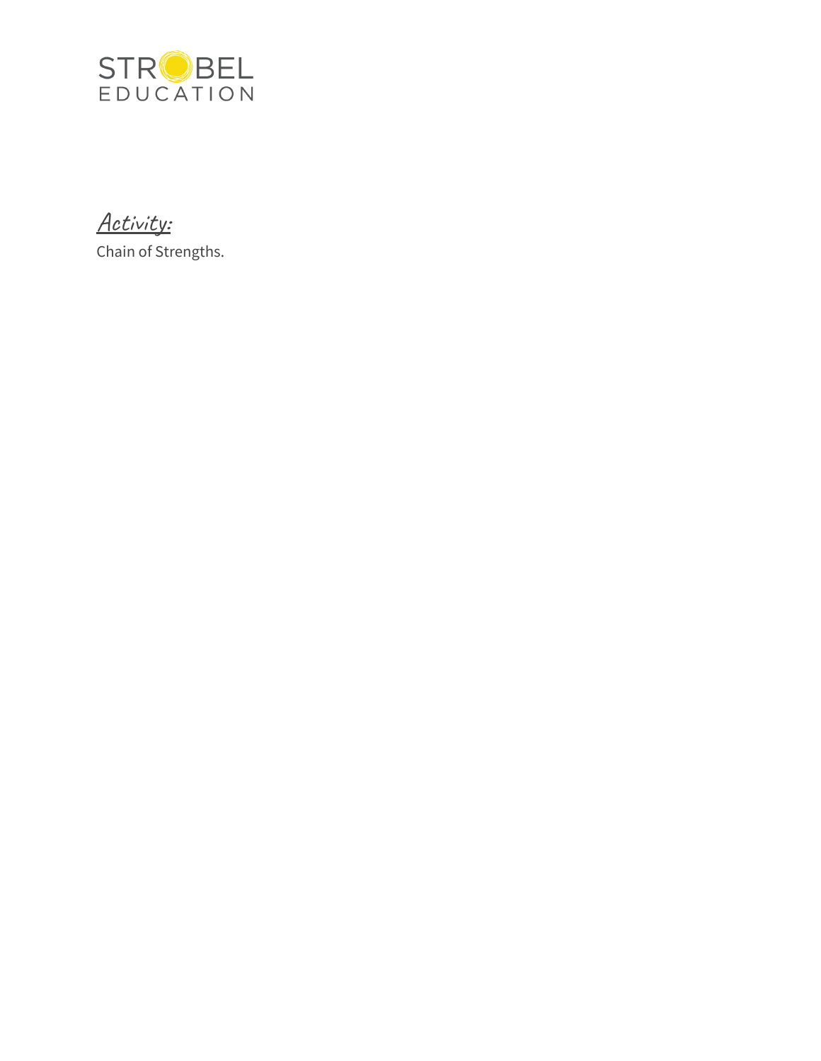STROBEL EDUCATION

## *Activity:*

Chain of Strengths.